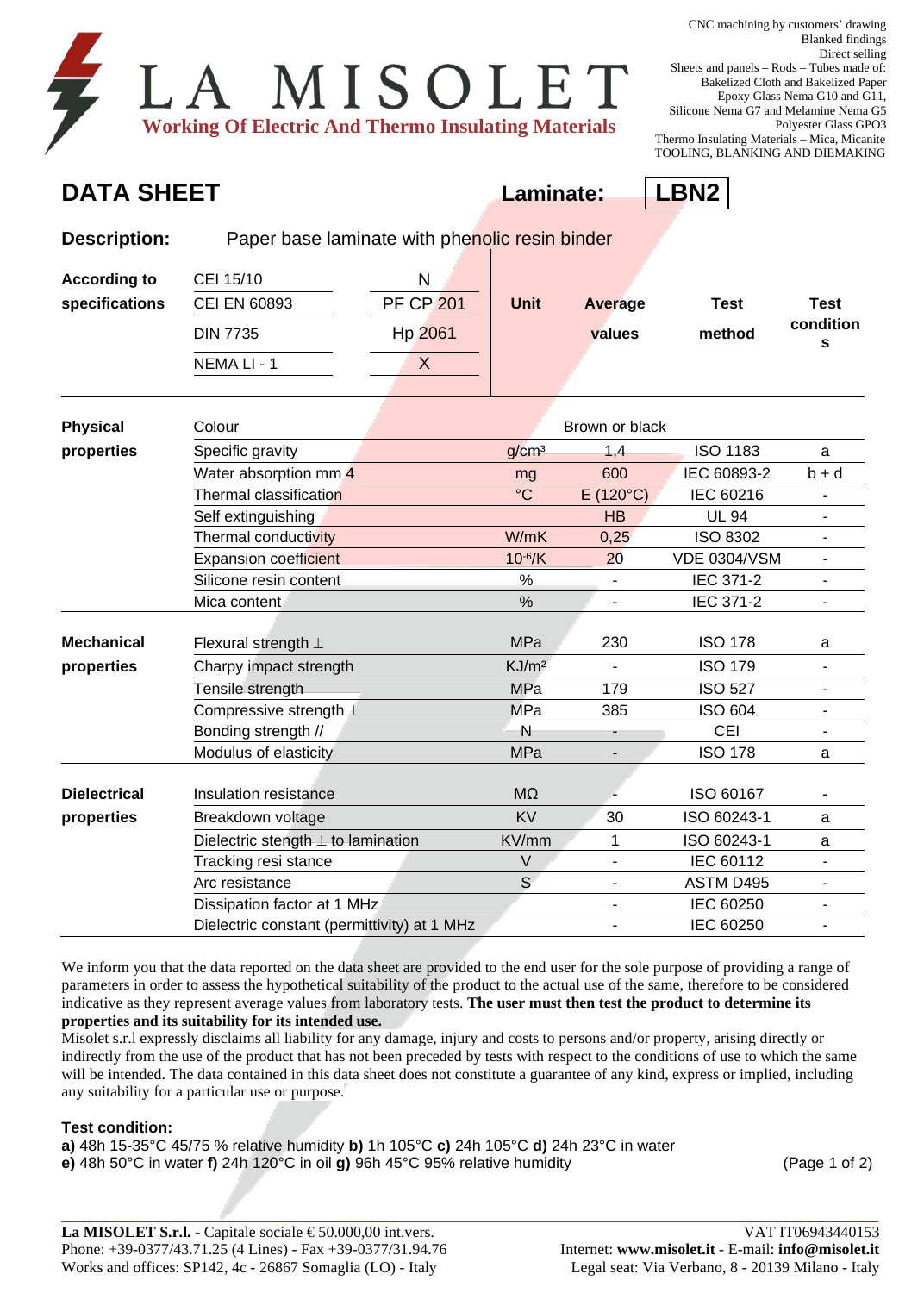# LA MISOLET

**Working Of Electric And Thermo Insulating Materials**

CNC machining by customers' drawing
Blanked findings
Direct selling
Sheets and panels – Rods – Tubes made of:
Bakelized Cloth and Bakelized Paper
Epoxy Glass Nema G10 and G11,
Silicone Nema G7 and Melamine Nema G5
Polyester Glass GPO3
Thermo Insulating Materials – Mica, Micanite
TOOLING, BLANKING AND DIEMAKING

## DATA SHEET — Laminate: LBN2

**Description:** Paper base laminate with phenolic resin binder

| According to specifications | | |
|---|---|---|
| | CEI 15/10 | N |
| | CEI EN 60893 | PF CP 201 |
| | DIN 7735 | Hp 2061 |
| | NEMA LI - 1 | X |

| | | Unit | Average values | Test method | Test conditions |
|---|---|---|---|---|---|
| **Physical properties** | Colour | | Brown or black | | |
| | Specific gravity | g/cm³ | 1,4 | ISO 1183 | a |
| | Water absorption mm 4 | mg | 600 | IEC 60893-2 | b + d |
| | Thermal classification | °C | E (120°C) | IEC 60216 | - |
| | Self extinguishing | | HB | UL 94 | - |
| | Thermal conductivity | W/mK | 0,25 | ISO 8302 | - |
| | Expansion coefficient | $10^{-6}$/K | 20 | VDE 0304/VSM | - |
| | Silicone resin content | % | - | IEC 371-2 | - |
| | Mica content | % | - | IEC 371-2 | - |
| **Mechanical properties** | Flexural strength ⊥ | MPa | 230 | ISO 178 | a |
| | Charpy impact strength | KJ/m² | - | ISO 179 | - |
| | Tensile strength | MPa | 179 | ISO 527 | - |
| | Compressive strength ⊥ | MPa | 385 | ISO 604 | - |
| | Bonding strength // | N | - | CEI | - |
| | Modulus of elasticity | MPa | - | ISO 178 | a |
| **Dielectrical properties** | Insulation resistance | MΩ | - | ISO 60167 | - |
| | Breakdown voltage | KV | 30 | ISO 60243-1 | a |
| | Dielectric stength ⊥ to lamination | KV/mm | 1 | ISO 60243-1 | a |
| | Tracking resi stance | V | - | IEC 60112 | - |
| | Arc resistance | S | - | ASTM D495 | - |
| | Dissipation factor at 1 MHz | | - | IEC 60250 | - |
| | Dielectric constant (permittivity) at 1 MHz | | - | IEC 60250 | - |

We inform you that the data reported on the data sheet are provided to the end user for the sole purpose of providing a range of parameters in order to assess the hypothetical suitability of the product to the actual use of the same, therefore to be considered indicative as they represent average values from laboratory tests. **The user must then test the product to determine its properties and its suitability for its intended use.**

Misolet s.r.l expressly disclaims all liability for any damage, injury and costs to persons and/or property, arising directly or indirectly from the use of the product that has not been preceded by tests with respect to the conditions of use to which the same will be intended. The data contained in this data sheet does not constitute a guarantee of any kind, express or implied, including any suitability for a particular use or purpose.

**Test condition:**

**a)** 48h 15-35°C 45/75 % relative humidity **b)** 1h 105°C **c)** 24h 105°C **d)** 24h 23°C in water
**e)** 48h 50°C in water **f)** 24h 120°C in oil **g)** 96h 45°C 95% relative humidity

**La MISOLET S.r.l.** - Capitale sociale € 50.000,00 int.vers.
Phone: +39-0377/43.71.25 (4 Lines) - Fax +39-0377/31.94.76
Works and offices: SP142, 4c - 26867 Somaglia (LO) - Italy

VAT IT06943440153
Internet: **www.misolet.it** - E-mail: **info@misolet.it**
Legal seat: Via Verbano, 8 - 20139 Milano - Italy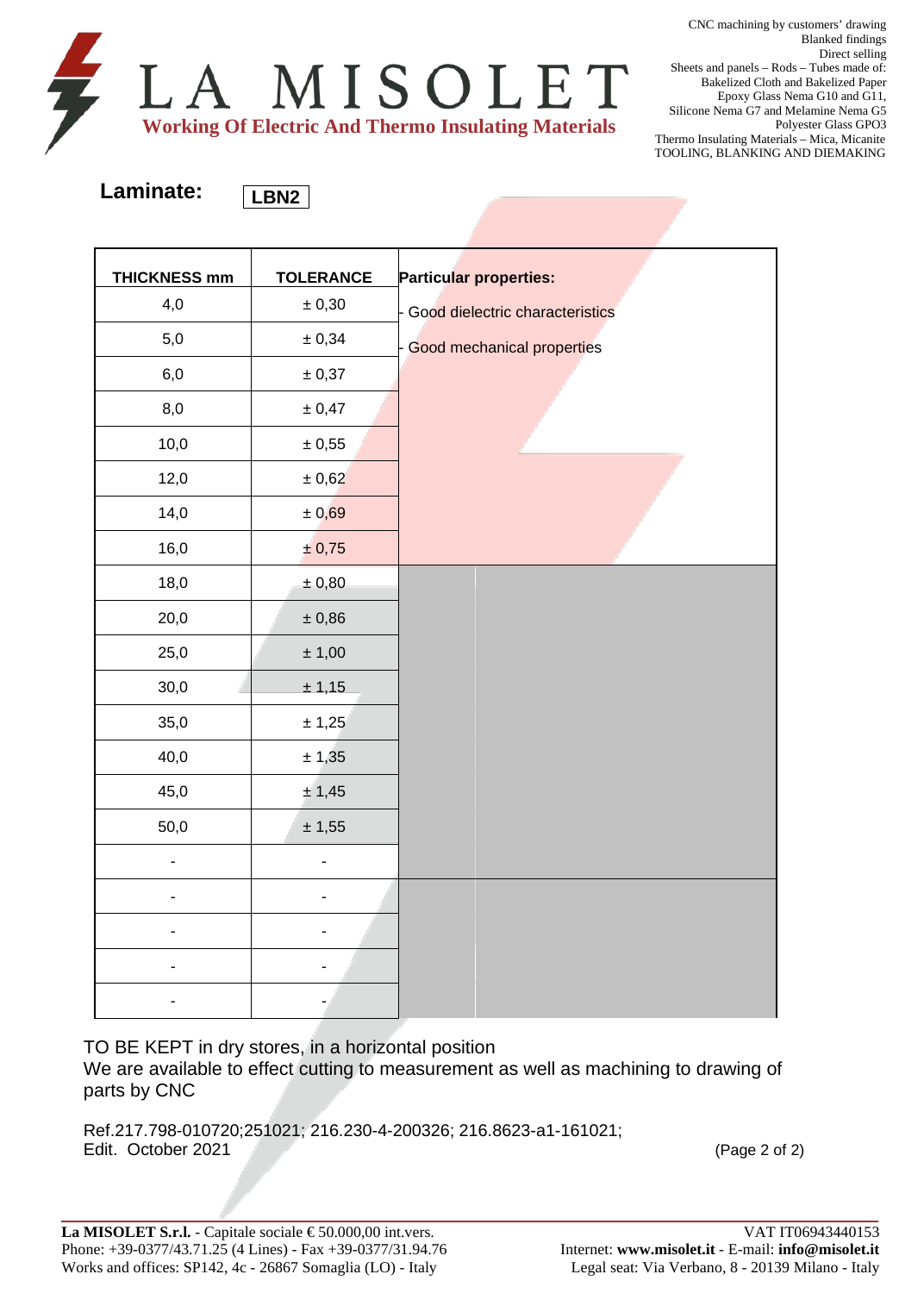**Laminate:** **LBN2**

| THICKNESS mm | TOLERANCE | Particular properties: |
|---|---|---|
| 4,0 | ± 0,30 | - Good dielectric characteristics |
| 5,0 | ± 0,34 | - Good mechanical properties |
| 6,0 | ± 0,37 | |
| 8,0 | ± 0,47 | |
| 10,0 | ± 0,55 | |
| 12,0 | ± 0,62 | |
| 14,0 | ± 0,69 | |
| 16,0 | ± 0,75 | |
| 18,0 | ± 0,80 | |
| 20,0 | ± 0,86 | |
| 25,0 | ± 1,00 | |
| 30,0 | ± 1,15 | |
| 35,0 | ± 1,25 | |
| 40,0 | ± 1,35 | |
| 45,0 | ± 1,45 | |
| 50,0 | ± 1,55 | |
| - | - | |
| - | - | |
| - | - | |
| - | - | |
| - | - | |

TO BE KEPT in dry stores, in a horizontal position
We are available to effect cutting to measurement as well as machining to drawing of parts by CNC

Ref.217.798-010720;251021; 216.230-4-200326; 216.8623-a1-161021;
Edit. October 2021